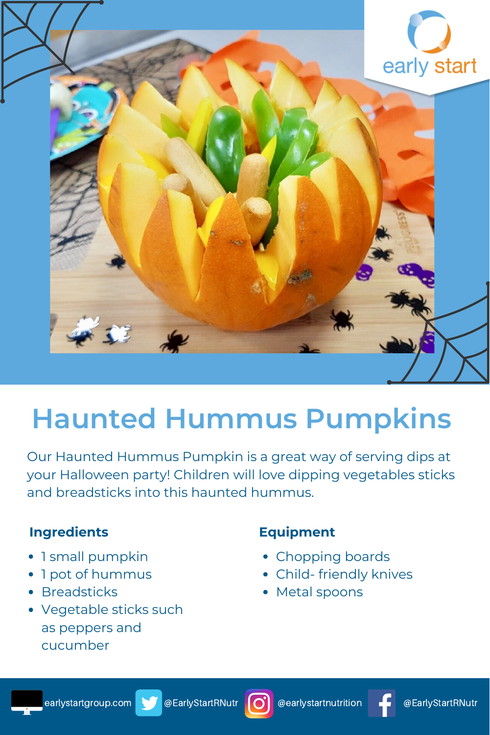# Haunted Hummus Pumpkins

Our Haunted Hummus Pumpkin is a great way of serving dips at your Halloween party! Children will love dipping vegetables sticks and breadsticks into this haunted hummus.

## Ingredients

- 1 small pumpkin
- 1 pot of hummus
- Breadsticks
- Vegetable sticks such as peppers and cucumber

## Equipment

- Chopping boards
- Child- friendly knives
- Metal spoons

earlystartgroup.com @EarlyStartRNutr @earlystartnutrition @EarlyStartRNutr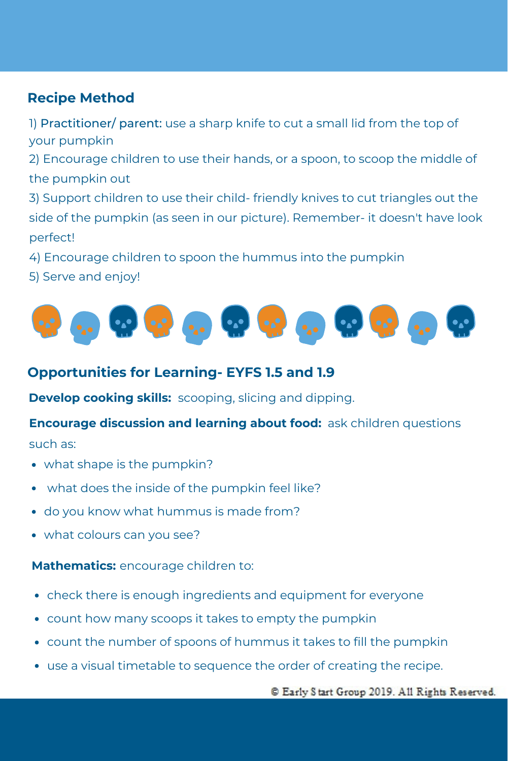## Recipe Method

1) **Practitioner/ parent:** use a sharp knife to cut a small lid from the top of your pumpkin
2) Encourage children to use their hands, or a spoon, to scoop the middle of the pumpkin out
3) Support children to use their child- friendly knives to cut triangles out the side of the pumpkin (as seen in our picture). Remember- it doesn't have look perfect!
4) Encourage children to spoon the hummus into the pumpkin
5) Serve and enjoy!

## Opportunities for Learning- EYFS 1.5 and 1.9

**Develop cooking skills:** scooping, slicing and dipping.

**Encourage discussion and learning about food:** ask children questions such as:

- what shape is the pumpkin?
- what does the inside of the pumpkin feel like?
- do you know what hummus is made from?
- what colours can you see?

**Mathematics:** encourage children to:

- check there is enough ingredients and equipment for everyone
- count how many scoops it takes to empty the pumpkin
- count the number of spoons of hummus it takes to fill the pumpkin
- use a visual timetable to sequence the order of creating the recipe.

© Early Start Group 2019. All Rights Reserved.